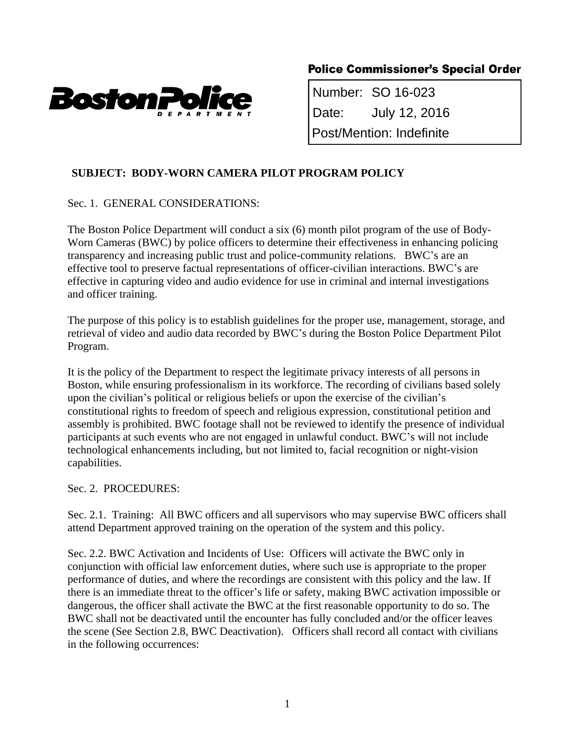**Boston Police Department**

## Police Commissioner's Special Order

Number: SO 16-023
Date: July 12, 2016
Post/Mention: Indefinite

### SUBJECT: BODY-WORN CAMERA PILOT PROGRAM POLICY

Sec. 1. GENERAL CONSIDERATIONS:

The Boston Police Department will conduct a six (6) month pilot program of the use of Body-Worn Cameras (BWC) by police officers to determine their effectiveness in enhancing policing transparency and increasing public trust and police-community relations. BWC's are an effective tool to preserve factual representations of officer-civilian interactions. BWC's are effective in capturing video and audio evidence for use in criminal and internal investigations and officer training.

The purpose of this policy is to establish guidelines for the proper use, management, storage, and retrieval of video and audio data recorded by BWC's during the Boston Police Department Pilot Program.

It is the policy of the Department to respect the legitimate privacy interests of all persons in Boston, while ensuring professionalism in its workforce. The recording of civilians based solely upon the civilian's political or religious beliefs or upon the exercise of the civilian's constitutional rights to freedom of speech and religious expression, constitutional petition and assembly is prohibited. BWC footage shall not be reviewed to identify the presence of individual participants at such events who are not engaged in unlawful conduct. BWC's will not include technological enhancements including, but not limited to, facial recognition or night-vision capabilities.

Sec. 2. PROCEDURES:

Sec. 2.1. Training: All BWC officers and all supervisors who may supervise BWC officers shall attend Department approved training on the operation of the system and this policy.

Sec. 2.2. BWC Activation and Incidents of Use: Officers will activate the BWC only in conjunction with official law enforcement duties, where such use is appropriate to the proper performance of duties, and where the recordings are consistent with this policy and the law. If there is an immediate threat to the officer's life or safety, making BWC activation impossible or dangerous, the officer shall activate the BWC at the first reasonable opportunity to do so. The BWC shall not be deactivated until the encounter has fully concluded and/or the officer leaves the scene (See Section 2.8, BWC Deactivation). Officers shall record all contact with civilians in the following occurrences: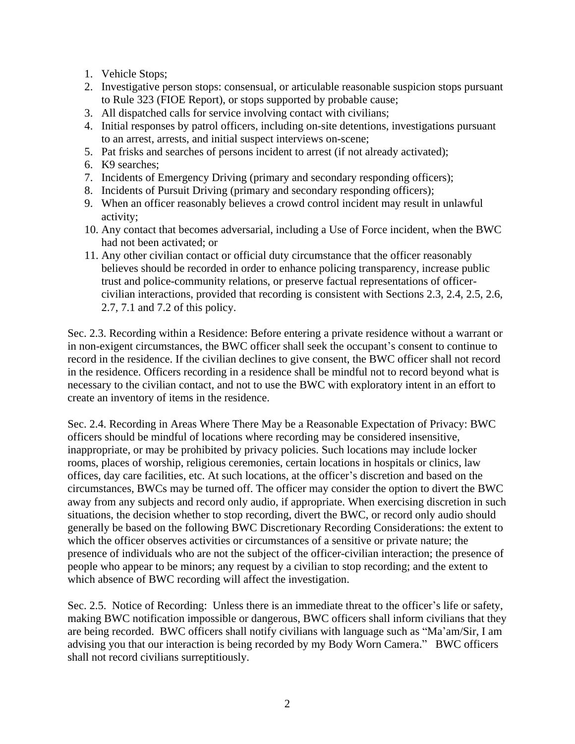1. Vehicle Stops;
2. Investigative person stops: consensual, or articulable reasonable suspicion stops pursuant to Rule 323 (FIOE Report), or stops supported by probable cause;
3. All dispatched calls for service involving contact with civilians;
4. Initial responses by patrol officers, including on-site detentions, investigations pursuant to an arrest, arrests, and initial suspect interviews on-scene;
5. Pat frisks and searches of persons incident to arrest (if not already activated);
6. K9 searches;
7. Incidents of Emergency Driving (primary and secondary responding officers);
8. Incidents of Pursuit Driving (primary and secondary responding officers);
9. When an officer reasonably believes a crowd control incident may result in unlawful activity;
10. Any contact that becomes adversarial, including a Use of Force incident, when the BWC had not been activated; or
11. Any other civilian contact or official duty circumstance that the officer reasonably believes should be recorded in order to enhance policing transparency, increase public trust and police-community relations, or preserve factual representations of officer-civilian interactions, provided that recording is consistent with Sections 2.3, 2.4, 2.5, 2.6, 2.7, 7.1 and 7.2 of this policy.

Sec. 2.3. Recording within a Residence: Before entering a private residence without a warrant or in non-exigent circumstances, the BWC officer shall seek the occupant's consent to continue to record in the residence. If the civilian declines to give consent, the BWC officer shall not record in the residence. Officers recording in a residence shall be mindful not to record beyond what is necessary to the civilian contact, and not to use the BWC with exploratory intent in an effort to create an inventory of items in the residence.

Sec. 2.4. Recording in Areas Where There May be a Reasonable Expectation of Privacy: BWC officers should be mindful of locations where recording may be considered insensitive, inappropriate, or may be prohibited by privacy policies. Such locations may include locker rooms, places of worship, religious ceremonies, certain locations in hospitals or clinics, law offices, day care facilities, etc. At such locations, at the officer's discretion and based on the circumstances, BWCs may be turned off. The officer may consider the option to divert the BWC away from any subjects and record only audio, if appropriate. When exercising discretion in such situations, the decision whether to stop recording, divert the BWC, or record only audio should generally be based on the following BWC Discretionary Recording Considerations: the extent to which the officer observes activities or circumstances of a sensitive or private nature; the presence of individuals who are not the subject of the officer-civilian interaction; the presence of people who appear to be minors; any request by a civilian to stop recording; and the extent to which absence of BWC recording will affect the investigation.

Sec. 2.5. Notice of Recording: Unless there is an immediate threat to the officer's life or safety, making BWC notification impossible or dangerous, BWC officers shall inform civilians that they are being recorded. BWC officers shall notify civilians with language such as "Ma'am/Sir, I am advising you that our interaction is being recorded by my Body Worn Camera." BWC officers shall not record civilians surreptitiously.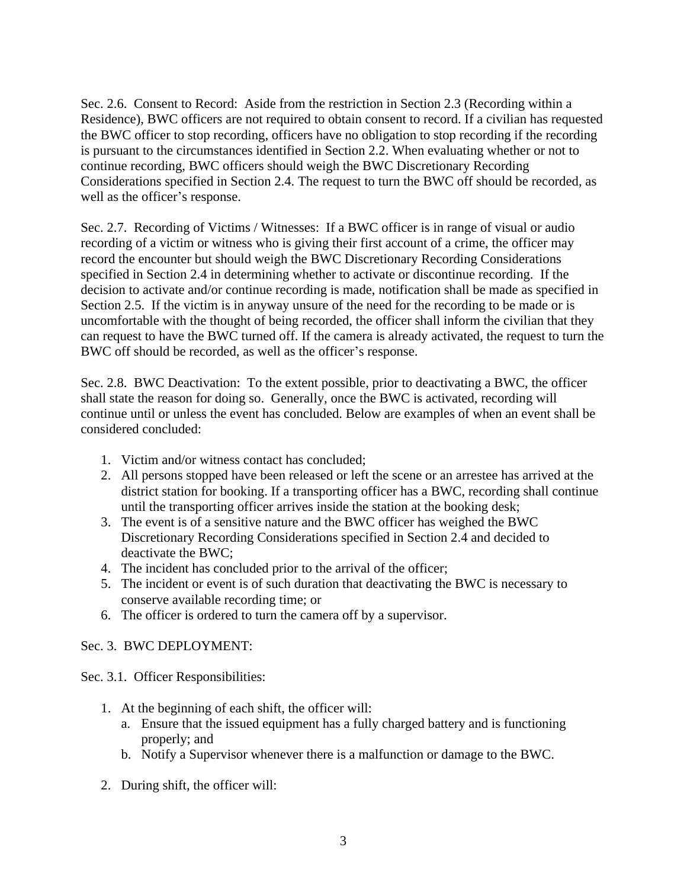Sec. 2.6. Consent to Record: Aside from the restriction in Section 2.3 (Recording within a Residence), BWC officers are not required to obtain consent to record. If a civilian has requested the BWC officer to stop recording, officers have no obligation to stop recording if the recording is pursuant to the circumstances identified in Section 2.2. When evaluating whether or not to continue recording, BWC officers should weigh the BWC Discretionary Recording Considerations specified in Section 2.4. The request to turn the BWC off should be recorded, as well as the officer's response.

Sec. 2.7. Recording of Victims / Witnesses: If a BWC officer is in range of visual or audio recording of a victim or witness who is giving their first account of a crime, the officer may record the encounter but should weigh the BWC Discretionary Recording Considerations specified in Section 2.4 in determining whether to activate or discontinue recording. If the decision to activate and/or continue recording is made, notification shall be made as specified in Section 2.5. If the victim is in anyway unsure of the need for the recording to be made or is uncomfortable with the thought of being recorded, the officer shall inform the civilian that they can request to have the BWC turned off. If the camera is already activated, the request to turn the BWC off should be recorded, as well as the officer's response.

Sec. 2.8. BWC Deactivation: To the extent possible, prior to deactivating a BWC, the officer shall state the reason for doing so. Generally, once the BWC is activated, recording will continue until or unless the event has concluded. Below are examples of when an event shall be considered concluded:

1. Victim and/or witness contact has concluded;
2. All persons stopped have been released or left the scene or an arrestee has arrived at the district station for booking. If a transporting officer has a BWC, recording shall continue until the transporting officer arrives inside the station at the booking desk;
3. The event is of a sensitive nature and the BWC officer has weighed the BWC Discretionary Recording Considerations specified in Section 2.4 and decided to deactivate the BWC;
4. The incident has concluded prior to the arrival of the officer;
5. The incident or event is of such duration that deactivating the BWC is necessary to conserve available recording time; or
6. The officer is ordered to turn the camera off by a supervisor.

Sec. 3. BWC DEPLOYMENT:

Sec. 3.1. Officer Responsibilities:

1. At the beginning of each shift, the officer will:
   a. Ensure that the issued equipment has a fully charged battery and is functioning properly; and
   b. Notify a Supervisor whenever there is a malfunction or damage to the BWC.

2. During shift, the officer will: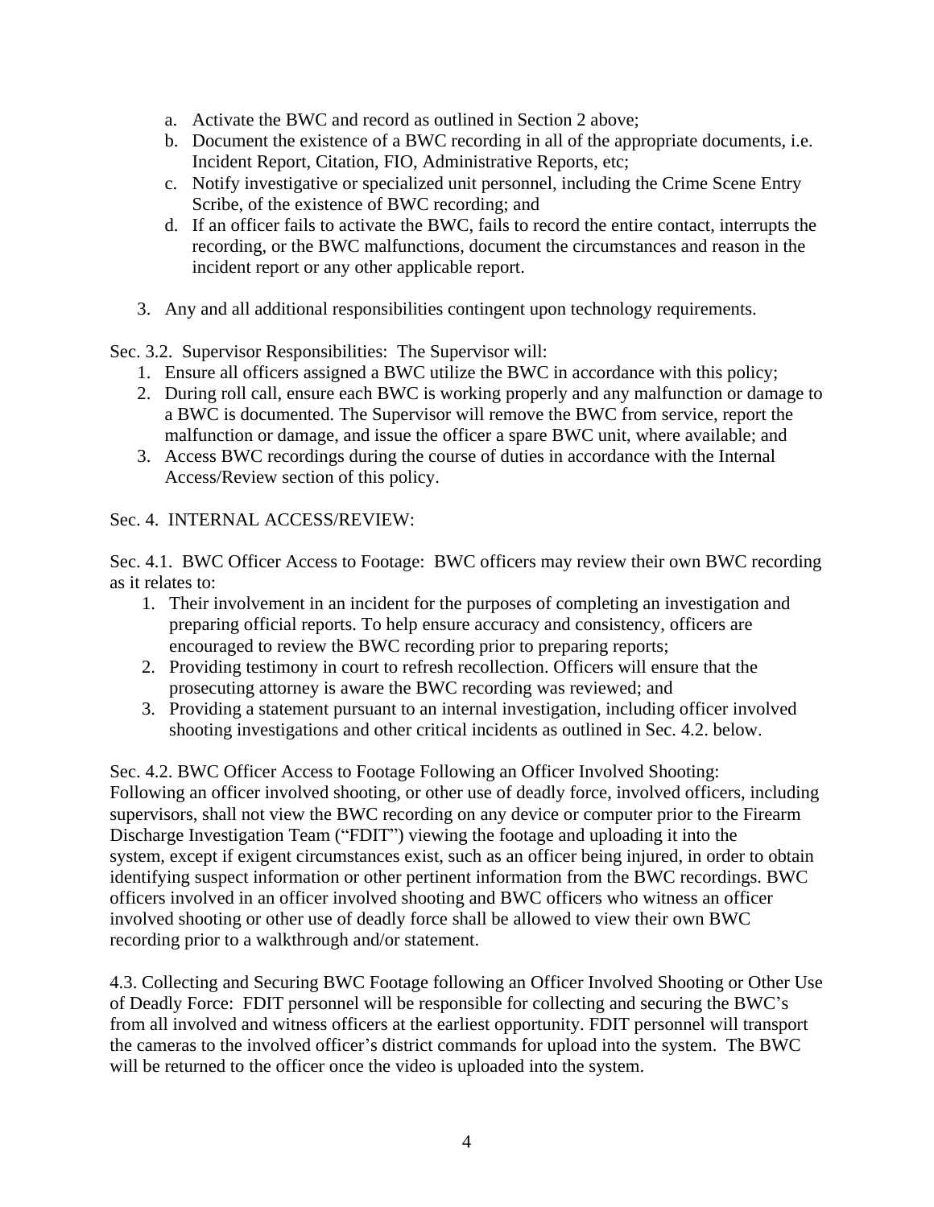a. Activate the BWC and record as outlined in Section 2 above;
b. Document the existence of a BWC recording in all of the appropriate documents, i.e. Incident Report, Citation, FIO, Administrative Reports, etc;
c. Notify investigative or specialized unit personnel, including the Crime Scene Entry Scribe, of the existence of BWC recording; and
d. If an officer fails to activate the BWC, fails to record the entire contact, interrupts the recording, or the BWC malfunctions, document the circumstances and reason in the incident report or any other applicable report.

3. Any and all additional responsibilities contingent upon technology requirements.

Sec. 3.2. Supervisor Responsibilities: The Supervisor will:

1. Ensure all officers assigned a BWC utilize the BWC in accordance with this policy;
2. During roll call, ensure each BWC is working properly and any malfunction or damage to a BWC is documented. The Supervisor will remove the BWC from service, report the malfunction or damage, and issue the officer a spare BWC unit, where available; and
3. Access BWC recordings during the course of duties in accordance with the Internal Access/Review section of this policy.

Sec. 4. INTERNAL ACCESS/REVIEW:

Sec. 4.1. BWC Officer Access to Footage: BWC officers may review their own BWC recording as it relates to:

1. Their involvement in an incident for the purposes of completing an investigation and preparing official reports. To help ensure accuracy and consistency, officers are encouraged to review the BWC recording prior to preparing reports;
2. Providing testimony in court to refresh recollection. Officers will ensure that the prosecuting attorney is aware the BWC recording was reviewed; and
3. Providing a statement pursuant to an internal investigation, including officer involved shooting investigations and other critical incidents as outlined in Sec. 4.2. below.

Sec. 4.2. BWC Officer Access to Footage Following an Officer Involved Shooting: Following an officer involved shooting, or other use of deadly force, involved officers, including supervisors, shall not view the BWC recording on any device or computer prior to the Firearm Discharge Investigation Team ("FDIT") viewing the footage and uploading it into the system, except if exigent circumstances exist, such as an officer being injured, in order to obtain identifying suspect information or other pertinent information from the BWC recordings. BWC officers involved in an officer involved shooting and BWC officers who witness an officer involved shooting or other use of deadly force shall be allowed to view their own BWC recording prior to a walkthrough and/or statement.

4.3. Collecting and Securing BWC Footage following an Officer Involved Shooting or Other Use of Deadly Force: FDIT personnel will be responsible for collecting and securing the BWC's from all involved and witness officers at the earliest opportunity. FDIT personnel will transport the cameras to the involved officer's district commands for upload into the system. The BWC will be returned to the officer once the video is uploaded into the system.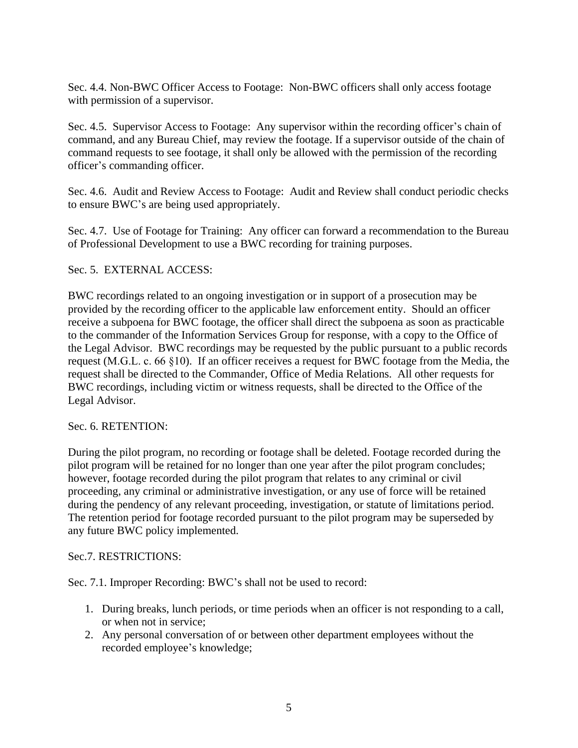Sec. 4.4. Non-BWC Officer Access to Footage: Non-BWC officers shall only access footage with permission of a supervisor.

Sec. 4.5. Supervisor Access to Footage: Any supervisor within the recording officer's chain of command, and any Bureau Chief, may review the footage. If a supervisor outside of the chain of command requests to see footage, it shall only be allowed with the permission of the recording officer's commanding officer.

Sec. 4.6. Audit and Review Access to Footage: Audit and Review shall conduct periodic checks to ensure BWC's are being used appropriately.

Sec. 4.7. Use of Footage for Training: Any officer can forward a recommendation to the Bureau of Professional Development to use a BWC recording for training purposes.

Sec. 5. EXTERNAL ACCESS:

BWC recordings related to an ongoing investigation or in support of a prosecution may be provided by the recording officer to the applicable law enforcement entity. Should an officer receive a subpoena for BWC footage, the officer shall direct the subpoena as soon as practicable to the commander of the Information Services Group for response, with a copy to the Office of the Legal Advisor. BWC recordings may be requested by the public pursuant to a public records request (M.G.L. c. 66 §10). If an officer receives a request for BWC footage from the Media, the request shall be directed to the Commander, Office of Media Relations. All other requests for BWC recordings, including victim or witness requests, shall be directed to the Office of the Legal Advisor.

Sec. 6. RETENTION:

During the pilot program, no recording or footage shall be deleted. Footage recorded during the pilot program will be retained for no longer than one year after the pilot program concludes; however, footage recorded during the pilot program that relates to any criminal or civil proceeding, any criminal or administrative investigation, or any use of force will be retained during the pendency of any relevant proceeding, investigation, or statute of limitations period. The retention period for footage recorded pursuant to the pilot program may be superseded by any future BWC policy implemented.

Sec.7. RESTRICTIONS:

Sec. 7.1. Improper Recording: BWC's shall not be used to record:

1. During breaks, lunch periods, or time periods when an officer is not responding to a call, or when not in service;
2. Any personal conversation of or between other department employees without the recorded employee's knowledge;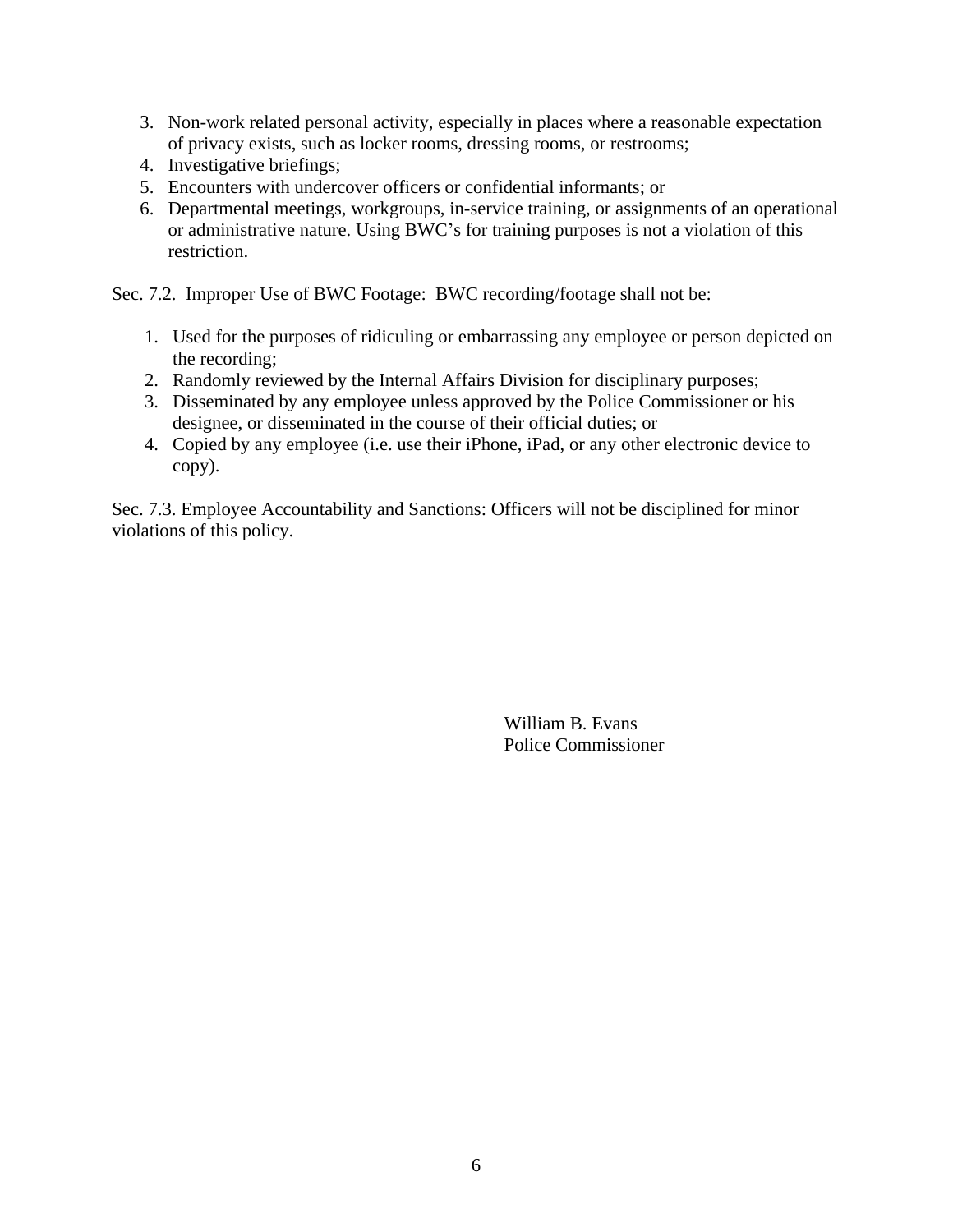3. Non-work related personal activity, especially in places where a reasonable expectation of privacy exists, such as locker rooms, dressing rooms, or restrooms;
4. Investigative briefings;
5. Encounters with undercover officers or confidential informants; or
6. Departmental meetings, workgroups, in-service training, or assignments of an operational or administrative nature. Using BWC's for training purposes is not a violation of this restriction.

Sec. 7.2. Improper Use of BWC Footage: BWC recording/footage shall not be:

1. Used for the purposes of ridiculing or embarrassing any employee or person depicted on the recording;
2. Randomly reviewed by the Internal Affairs Division for disciplinary purposes;
3. Disseminated by any employee unless approved by the Police Commissioner or his designee, or disseminated in the course of their official duties; or
4. Copied by any employee (i.e. use their iPhone, iPad, or any other electronic device to copy).

Sec. 7.3. Employee Accountability and Sanctions: Officers will not be disciplined for minor violations of this policy.

William B. Evans
Police Commissioner